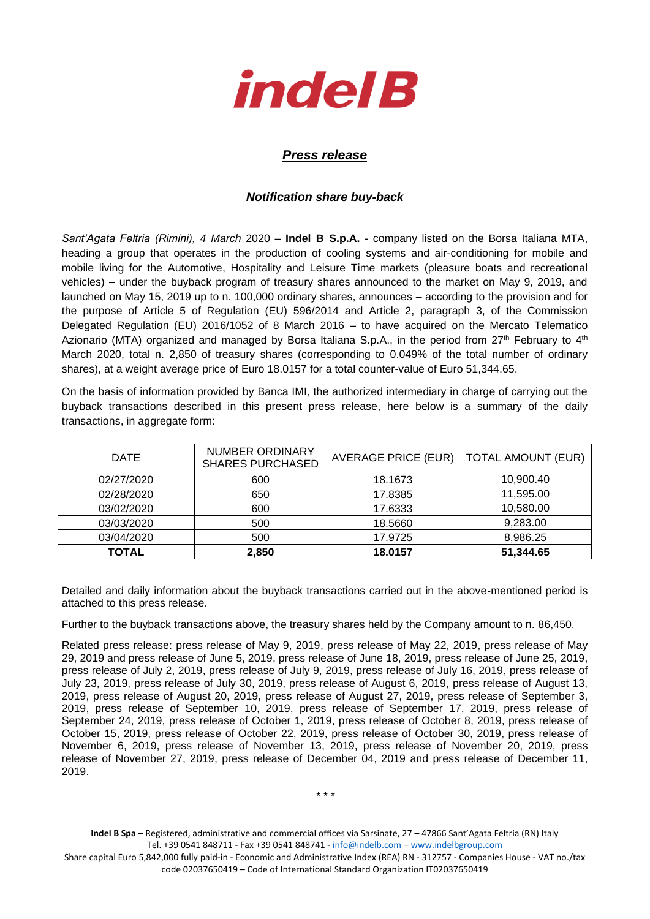indel B

# *Press release*

## *Notification share buy-back*

*Sant'Agata Feltria (Rimini), 4 March* 2020 – **Indel B S.p.A.** - company listed on the Borsa Italiana MTA, heading a group that operates in the production of cooling systems and air-conditioning for mobile and mobile living for the Automotive, Hospitality and Leisure Time markets (pleasure boats and recreational vehicles) – under the buyback program of treasury shares announced to the market on May 9, 2019, and launched on May 15, 2019 up to n. 100,000 ordinary shares, announces – according to the provision and for the purpose of Article 5 of Regulation (EU) 596/2014 and Article 2, paragraph 3, of the Commission Delegated Regulation (EU) 2016/1052 of 8 March 2016 – to have acquired on the Mercato Telematico Azionario (MTA) organized and managed by Borsa Italiana S.p.A., in the period from 27th February to 4th March 2020, total n. 2,850 of treasury shares (corresponding to 0.049% of the total number of ordinary shares), at a weight average price of Euro 18.0157 for a total counter-value of Euro 51,344.65.

On the basis of information provided by Banca IMI, the authorized intermediary in charge of carrying out the buyback transactions described in this present press release, here below is a summary of the daily transactions, in aggregate form:

| DATE | NUMBER ORDINARY SHARES PURCHASED | AVERAGE PRICE (EUR) | TOTAL AMOUNT (EUR) |
|---|---|---|---|
| 02/27/2020 | 600 | 18.1673 | 10,900.40 |
| 02/28/2020 | 650 | 17.8385 | 11,595.00 |
| 03/02/2020 | 600 | 17.6333 | 10,580.00 |
| 03/03/2020 | 500 | 18.5660 | 9,283.00 |
| 03/04/2020 | 500 | 17.9725 | 8,986.25 |
| **TOTAL** | **2,850** | **18.0157** | **51,344.65** |

Detailed and daily information about the buyback transactions carried out in the above-mentioned period is attached to this press release.

Further to the buyback transactions above, the treasury shares held by the Company amount to n. 86,450.

Related press release: press release of May 9, 2019, press release of May 22, 2019, press release of May 29, 2019 and press release of June 5, 2019, press release of June 18, 2019, press release of June 25, 2019, press release of July 2, 2019, press release of July 9, 2019, press release of July 16, 2019, press release of July 23, 2019, press release of July 30, 2019, press release of August 6, 2019, press release of August 13, 2019, press release of August 20, 2019, press release of August 27, 2019, press release of September 3, 2019, press release of September 10, 2019, press release of September 17, 2019, press release of September 24, 2019, press release of October 1, 2019, press release of October 8, 2019, press release of October 15, 2019, press release of October 22, 2019, press release of October 30, 2019, press release of November 6, 2019, press release of November 13, 2019, press release of November 20, 2019, press release of November 27, 2019, press release of December 04, 2019 and press release of December 11, 2019.

\* \* \*

**Indel B Spa** – Registered, administrative and commercial offices via Sarsinate, 27 – 47866 Sant'Agata Feltria (RN) Italy
Tel. +39 0541 848711 - Fax +39 0541 848741 - info@indelb.com – www.indelbgroup.com
Share capital Euro 5,842,000 fully paid-in - Economic and Administrative Index (REA) RN - 312757 - Companies House - VAT no./tax code 02037650419 – Code of International Standard Organization IT02037650419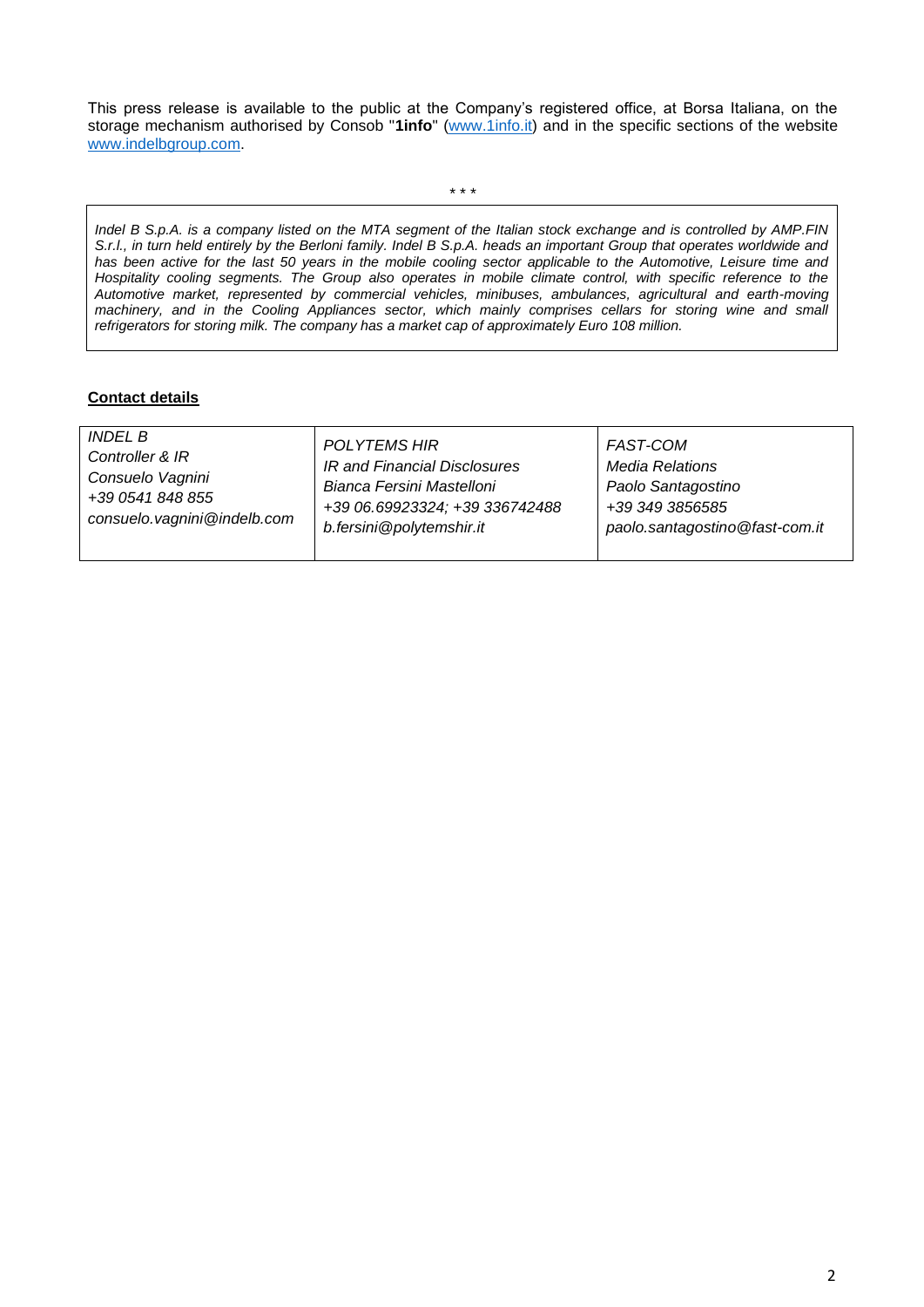This press release is available to the public at the Company's registered office, at Borsa Italiana, on the storage mechanism authorised by Consob "**1info**" (www.1info.it) and in the specific sections of the website www.indelbgroup.com.

\* \* \*

*Indel B S.p.A. is a company listed on the MTA segment of the Italian stock exchange and is controlled by AMP.FIN S.r.l., in turn held entirely by the Berloni family. Indel B S.p.A. heads an important Group that operates worldwide and has been active for the last 50 years in the mobile cooling sector applicable to the Automotive, Leisure time and Hospitality cooling segments. The Group also operates in mobile climate control, with specific reference to the Automotive market, represented by commercial vehicles, minibuses, ambulances, agricultural and earth-moving machinery, and in the Cooling Appliances sector, which mainly comprises cellars for storing wine and small refrigerators for storing milk. The company has a market cap of approximately Euro 108 million.*

**Contact details**

| *INDEL B*<br>*Controller & IR*<br>*Consuelo Vagnini*<br>*+39 0541 848 855*<br>*consuelo.vagnini@indelb.com* | *POLYTEMS HIR*<br>*IR and Financial Disclosures*<br>*Bianca Fersini Mastelloni*<br>*+39 06.69923324; +39 336742488*<br>*b.fersini@polytemshir.it* | *FAST-COM*<br>*Media Relations*<br>*Paolo Santagostino*<br>*+39 349 3856585*<br>*paolo.santagostino@fast-com.it* |
|---|---|---|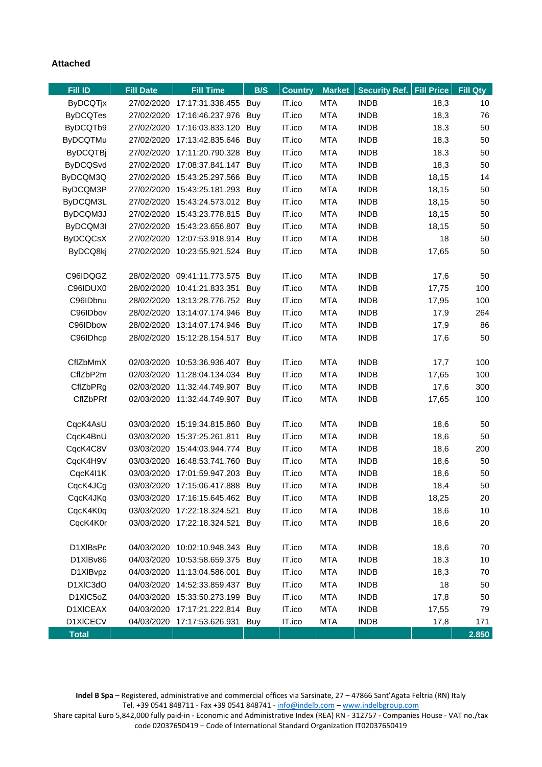**Attached**

| Fill ID | Fill Date | Fill Time | B/S | Country | Market | Security Ref. | Fill Price | Fill Qty |
|---|---|---|---|---|---|---|---|---|
| ByDCQTjx | 27/02/2020 | 17:17:31.338.455 | Buy | IT.ico | MTA | INDB | 18,3 | 10 |
| ByDCQTes | 27/02/2020 | 17:16:46.237.976 | Buy | IT.ico | MTA | INDB | 18,3 | 76 |
| ByDCQTb9 | 27/02/2020 | 17:16:03.833.120 | Buy | IT.ico | MTA | INDB | 18,3 | 50 |
| ByDCQTMu | 27/02/2020 | 17:13:42.835.646 | Buy | IT.ico | MTA | INDB | 18,3 | 50 |
| ByDCQTBj | 27/02/2020 | 17:11:20.790.328 | Buy | IT.ico | MTA | INDB | 18,3 | 50 |
| ByDCQSvd | 27/02/2020 | 17:08:37.841.147 | Buy | IT.ico | MTA | INDB | 18,3 | 50 |
| ByDCQM3Q | 27/02/2020 | 15:43:25.297.566 | Buy | IT.ico | MTA | INDB | 18,15 | 14 |
| ByDCQM3P | 27/02/2020 | 15:43:25.181.293 | Buy | IT.ico | MTA | INDB | 18,15 | 50 |
| ByDCQM3L | 27/02/2020 | 15:43:24.573.012 | Buy | IT.ico | MTA | INDB | 18,15 | 50 |
| ByDCQM3J | 27/02/2020 | 15:43:23.778.815 | Buy | IT.ico | MTA | INDB | 18,15 | 50 |
| ByDCQM3I | 27/02/2020 | 15:43:23.656.807 | Buy | IT.ico | MTA | INDB | 18,15 | 50 |
| ByDCQCsX | 27/02/2020 | 12:07:53.918.914 | Buy | IT.ico | MTA | INDB | 18 | 50 |
| ByDCQ8kj | 27/02/2020 | 10:23:55.921.524 | Buy | IT.ico | MTA | INDB | 17,65 | 50 |
| | | | | | | | | |
| C96IDQGZ | 28/02/2020 | 09:41:11.773.575 | Buy | IT.ico | MTA | INDB | 17,6 | 50 |
| C96IDUX0 | 28/02/2020 | 10:41:21.833.351 | Buy | IT.ico | MTA | INDB | 17,75 | 100 |
| C96IDbnu | 28/02/2020 | 13:13:28.776.752 | Buy | IT.ico | MTA | INDB | 17,95 | 100 |
| C96IDbov | 28/02/2020 | 13:14:07.174.946 | Buy | IT.ico | MTA | INDB | 17,9 | 264 |
| C96IDbow | 28/02/2020 | 13:14:07.174.946 | Buy | IT.ico | MTA | INDB | 17,9 | 86 |
| C96IDhcp | 28/02/2020 | 15:12:28.154.517 | Buy | IT.ico | MTA | INDB | 17,6 | 50 |
| | | | | | | | | |
| CflZbMmX | 02/03/2020 | 10:53:36.936.407 | Buy | IT.ico | MTA | INDB | 17,7 | 100 |
| CflZbP2m | 02/03/2020 | 11:28:04.134.034 | Buy | IT.ico | MTA | INDB | 17,65 | 100 |
| CflZbPRg | 02/03/2020 | 11:32:44.749.907 | Buy | IT.ico | MTA | INDB | 17,6 | 300 |
| CflZbPRf | 02/03/2020 | 11:32:44.749.907 | Buy | IT.ico | MTA | INDB | 17,65 | 100 |
| | | | | | | | | |
| CqcK4AsU | 03/03/2020 | 15:19:34.815.860 | Buy | IT.ico | MTA | INDB | 18,6 | 50 |
| CqcK4BnU | 03/03/2020 | 15:37:25.261.811 | Buy | IT.ico | MTA | INDB | 18,6 | 50 |
| CqcK4C8V | 03/03/2020 | 15:44:03.944.774 | Buy | IT.ico | MTA | INDB | 18,6 | 200 |
| CqcK4H9V | 03/03/2020 | 16:48:53.741.760 | Buy | IT.ico | MTA | INDB | 18,6 | 50 |
| CqcK4I1K | 03/03/2020 | 17:01:59.947.203 | Buy | IT.ico | MTA | INDB | 18,6 | 50 |
| CqcK4JCg | 03/03/2020 | 17:15:06.417.888 | Buy | IT.ico | MTA | INDB | 18,4 | 50 |
| CqcK4JKq | 03/03/2020 | 17:16:15.645.462 | Buy | IT.ico | MTA | INDB | 18,25 | 20 |
| CqcK4K0q | 03/03/2020 | 17:22:18.324.521 | Buy | IT.ico | MTA | INDB | 18,6 | 10 |
| CqcK4K0r | 03/03/2020 | 17:22:18.324.521 | Buy | IT.ico | MTA | INDB | 18,6 | 20 |
| | | | | | | | | |
| D1XIBsPc | 04/03/2020 | 10:02:10.948.343 | Buy | IT.ico | MTA | INDB | 18,6 | 70 |
| D1XIBv86 | 04/03/2020 | 10:53:58.659.375 | Buy | IT.ico | MTA | INDB | 18,3 | 10 |
| D1XIBvpz | 04/03/2020 | 11:13:04.586.001 | Buy | IT.ico | MTA | INDB | 18,3 | 70 |
| D1XIC3dO | 04/03/2020 | 14:52:33.859.437 | Buy | IT.ico | MTA | INDB | 18 | 50 |
| D1XIC5oZ | 04/03/2020 | 15:33:50.273.199 | Buy | IT.ico | MTA | INDB | 17,8 | 50 |
| D1XICEAX | 04/03/2020 | 17:17:21.222.814 | Buy | IT.ico | MTA | INDB | 17,55 | 79 |
| D1XICECV | 04/03/2020 | 17:17:53.626.931 | Buy | IT.ico | MTA | INDB | 17,8 | 171 |
| **Total** | | | | | | | | **2.850** |

**Indel B Spa** – Registered, administrative and commercial offices via Sarsinate, 27 – 47866 Sant'Agata Feltria (RN) Italy
Tel. +39 0541 848711 - Fax +39 0541 848741 - info@indelb.com – www.indelbgroup.com
Share capital Euro 5,842,000 fully paid-in - Economic and Administrative Index (REA) RN - 312757 - Companies House - VAT no./tax code 02037650419 – Code of International Standard Organization IT02037650419